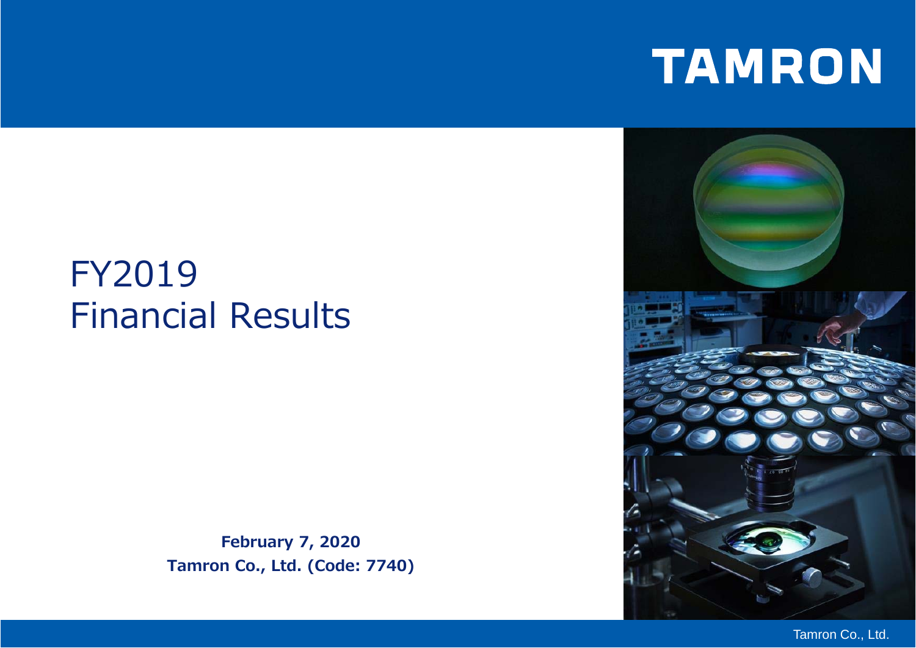TAMRON

# FY2019 Financial Results

**February 7, 2020**
**Tamron Co., Ltd. (Code: 7740)**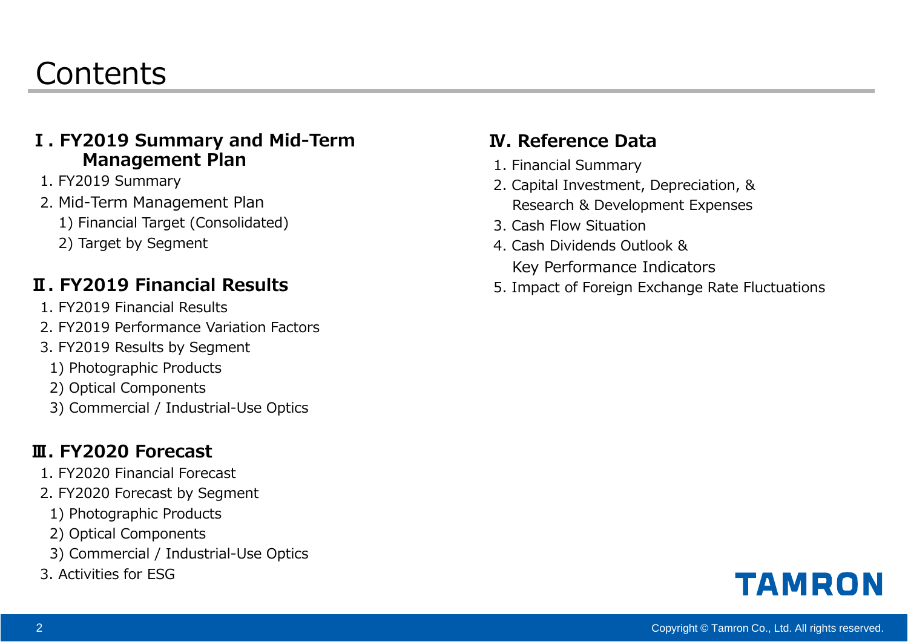# Contents

## Ⅰ. FY2019 Summary and Mid-Term Management Plan

1. FY2019 Summary
2. Mid-Term Management Plan
   1) Financial Target (Consolidated)
   2) Target by Segment

## Ⅱ. FY2019 Financial Results

1. FY2019 Financial Results
2. FY2019 Performance Variation Factors
3. FY2019 Results by Segment
   1) Photographic Products
   2) Optical Components
   3) Commercial / Industrial-Use Optics

## Ⅲ. FY2020 Forecast

1. FY2020 Financial Forecast
2. FY2020 Forecast by Segment
   1) Photographic Products
   2) Optical Components
   3) Commercial / Industrial-Use Optics
3. Activities for ESG

## Ⅳ. Reference Data

1. Financial Summary
2. Capital Investment, Depreciation, & Research & Development Expenses
3. Cash Flow Situation
4. Cash Dividends Outlook & Key Performance Indicators
5. Impact of Foreign Exchange Rate Fluctuations

TAMRON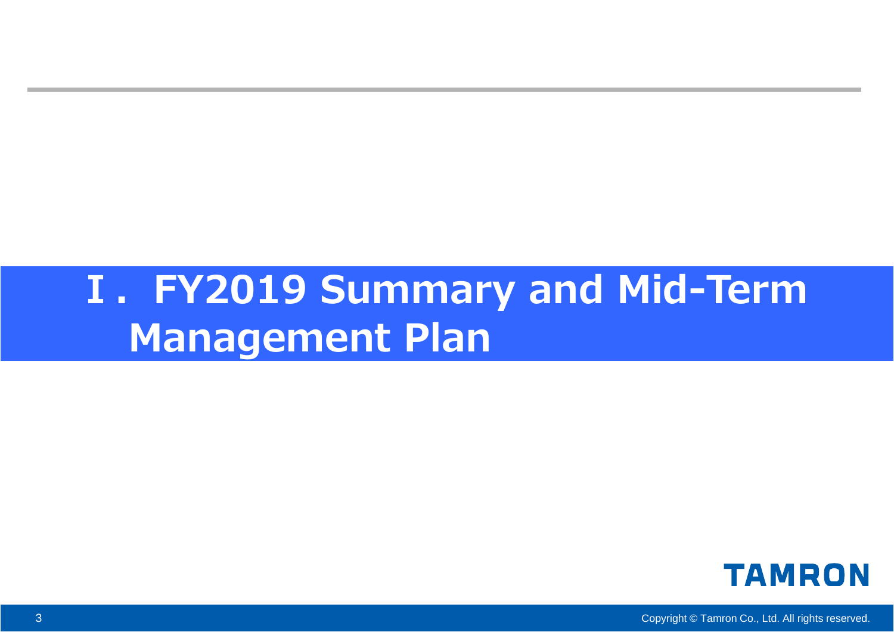# Ⅰ．FY2019 Summary and Mid-Term Management Plan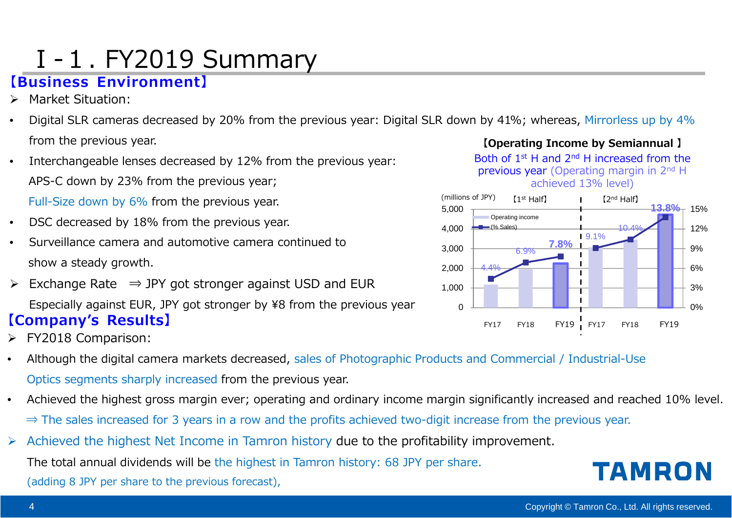# Ⅰ-1. FY2019 Summary

## 【Business Environment】

- Market Situation:
  - Digital SLR cameras decreased by 20% from the previous year: Digital SLR down by 41%; whereas, Mirrorless up by 4% from the previous year.
  - Interchangeable lenses decreased by 12% from the previous year: APS-C down by 23% from the previous year; Full-Size down by 6% from the previous year.
  - DSC decreased by 18% from the previous year.
  - Surveillance camera and automotive camera continued to show a steady growth.
- Exchange Rate ⇒ JPY got stronger against USD and EUR

  Especially against EUR, JPY got stronger by ¥8 from the previous year

**【Operating Income by Semiannual】**

Both of 1st H and 2nd H increased from the previous year (Operating margin in 2nd H achieved 13% level)

(millions of JPY)

| | 【1st Half】 | | | 【2nd Half】 | | |
|---|---|---|---|---|---|---|
| | FY17 | FY18 | FY19 | FY17 | FY18 | FY19 |
| (% Sales) | 4.4% | 6.9% | 7.8% | 9.1% | 10.4% | 13.8% |

## 【Company's Results】

- FY2018 Comparison:
  - Although the digital camera markets decreased, sales of Photographic Products and Commercial / Industrial-Use Optics segments sharply increased from the previous year.
  - Achieved the highest gross margin ever; operating and ordinary income margin significantly increased and reached 10% level.

    ⇒ The sales increased for 3 years in a row and the profits achieved two-digit increase from the previous year.
- Achieved the highest Net Income in Tamron history due to the profitability improvement.

  The total annual dividends will be the highest in Tamron history: 68 JPY per share. (adding 8 JPY per share to the previous forecast),

TAMRON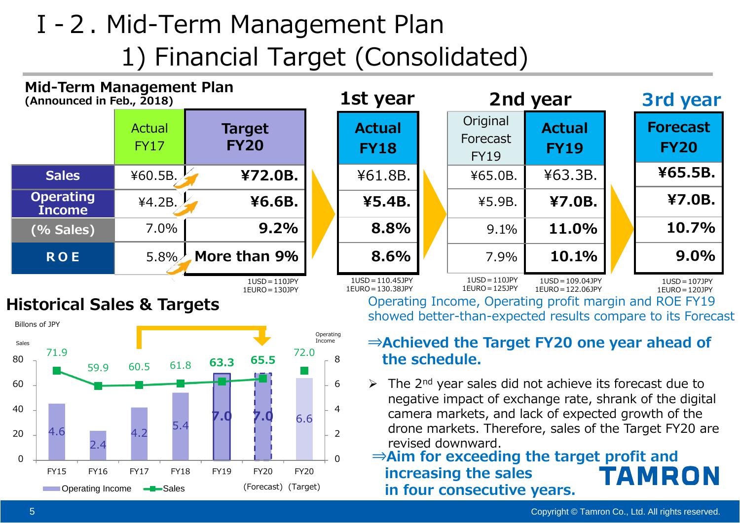# I-2. Mid-Term Management Plan

## 1) Financial Target (Consolidated)

**Mid-Term Management Plan**
**(Announced in Feb., 2018)**

| | Mid-Term Management Plan: Actual FY17 | Mid-Term Management Plan: Target FY20 | 1st year: Actual FY18 | 2nd year: Original Forecast FY19 | 2nd year: Actual FY19 | 3rd year: Forecast FY20 |
|---|---|---|---|---|---|---|
| **Sales** | ¥60.5B. | **¥72.0B.** | ¥61.8B. | ¥65.0B. | ¥63.3B. | **¥65.5B.** |
| **Operating Income** | ¥4.2B. | **¥6.6B.** | **¥5.4B.** | ¥5.9B. | **¥7.0B.** | **¥7.0B.** |
| **(% Sales)** | 7.0% | **9.2%** | **8.8%** | 9.1% | **11.0%** | **10.7%** |
| **ROE** | 5.8% | **More than 9%** | **8.6%** | 7.9% | **10.1%** | **9.0%** |
| | | 1USD=110JPY 1EURO=130JPY | 1USD=110.45JPY 1EURO=130.38JPY | 1USD=110JPY 1EURO=125JPY | 1USD=109.04JPY 1EURO=122.06JPY | 1USD=107JPY 1EURO=120JPY |

## Historical Sales & Targets

Billons of JPY

| | FY15 | FY16 | FY17 | FY18 | FY19 | FY20 (Forecast) | FY20 (Target) |
|---|---|---|---|---|---|---|---|
| Sales | 71.9 | 59.9 | 60.5 | 61.8 | 63.3 | 65.5 | 72.0 |
| Operating Income | 4.6 | 2.4 | 4.2 | 5.4 | 7.0 | 7.0 | 6.6 |

Operating Income, Operating profit margin and ROE FY19 showed better-than-expected results compare to its Forecast

**⇒Achieved the Target FY20 one year ahead of the schedule.**

- The 2nd year sales did not achieve its forecast due to negative impact of exchange rate, shrank of the digital camera markets, and lack of expected growth of the drone markets. Therefore, sales of the Target FY20 are revised downward.

**⇒Aim for exceeding the target profit and increasing the sales in four consecutive years.**

TAMRON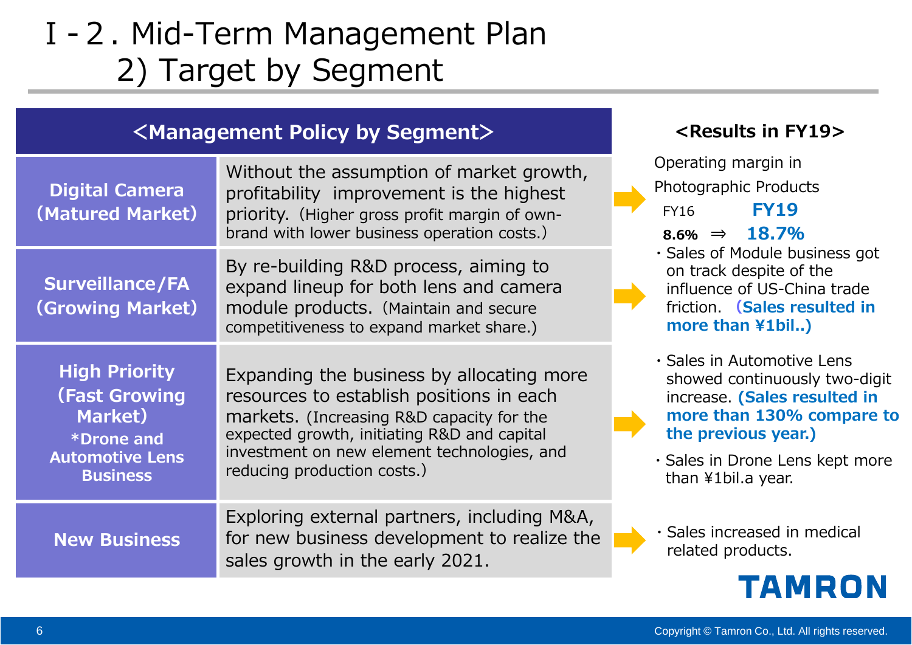# Ⅰ-2. Mid-Term Management Plan
## 2) Target by Segment

| <Management Policy by Segment> | | <Results in FY19> |
|---|---|---|
| **Digital Camera (Matured Market)** | Without the assumption of market growth, profitability improvement is the highest priority. (Higher gross profit margin of own-brand with lower business operation costs.) | Operating margin in Photographic Products<br>FY16 → **FY19**<br>**8.6%** ⇒ **18.7%** |
| **Surveillance/FA (Growing Market)** | By re-building R&D process, aiming to expand lineup for both lens and camera module products. (Maintain and secure competitiveness to expand market share.) | ・Sales of Module business got on track despite of the influence of US-China trade friction. **(Sales resulted in more than ¥1bil..)** |
| **High Priority (Fast Growing Market)**<br>**\*Drone and Automotive Lens Business** | Expanding the business by allocating more resources to establish positions in each markets. (Increasing R&D capacity for the expected growth, initiating R&D and capital investment on new element technologies, and reducing production costs.) | ・Sales in Automotive Lens showed continuously two-digit increase. **(Sales resulted in more than 130% compare to the previous year.)**<br>・Sales in Drone Lens kept more than ¥1bil.a year. |
| **New Business** | Exploring external partners, including M&A, for new business development to realize the sales growth in the early 2021. | ・Sales increased in medical related products. |

TAMRON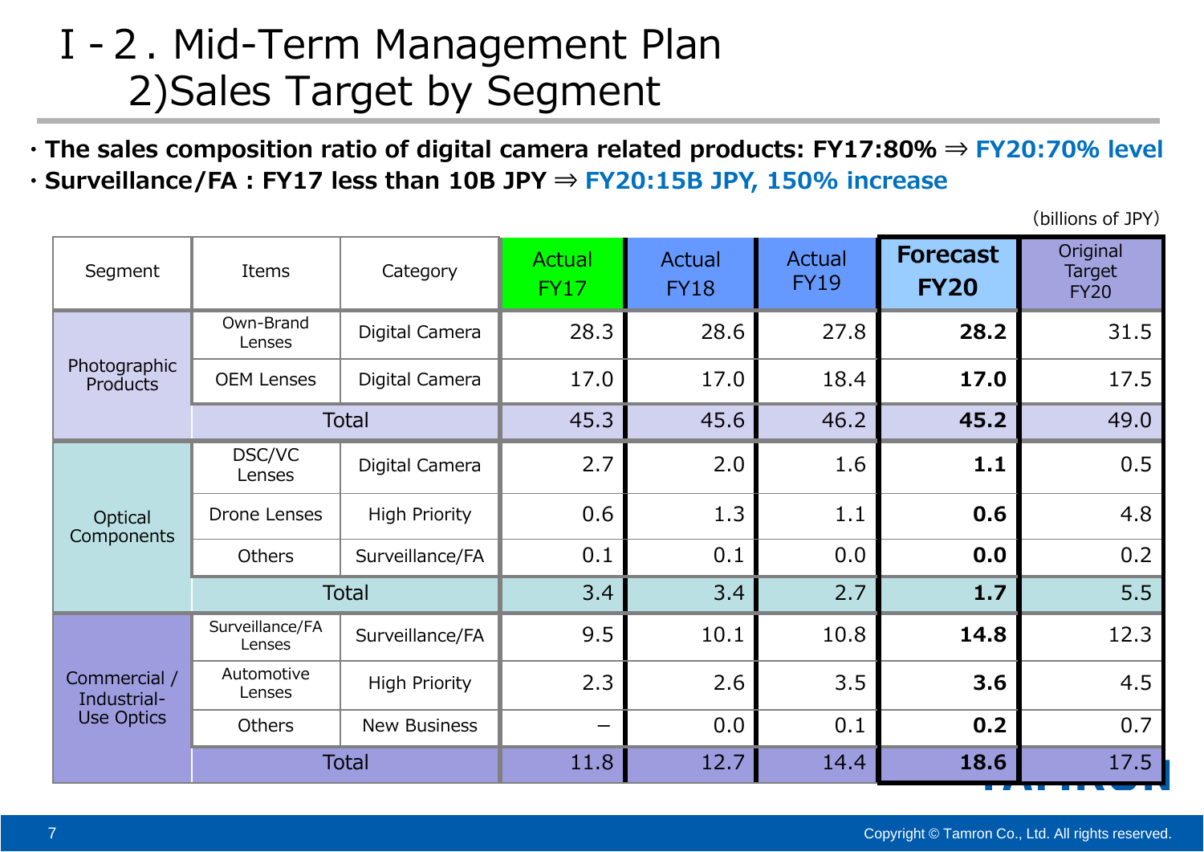# Ⅰ-2. Mid-Term Management Plan
## 2)Sales Target by Segment

- **The sales composition ratio of digital camera related products: FY17:80% ⇒ FY20:70% level**
- **Surveillance/FA : FY17 less than 10B JPY ⇒ FY20:15B JPY, 150% increase**

(billions of JPY)

| Segment | Items | Category | Actual FY17 | Actual FY18 | Actual FY19 | Forecast FY20 | Original Target FY20 |
|---|---|---|---|---|---|---|---|
| Photographic Products | Own-Brand Lenses | Digital Camera | 28.3 | 28.6 | 27.8 | **28.2** | 31.5 |
| | OEM Lenses | Digital Camera | 17.0 | 17.0 | 18.4 | **17.0** | 17.5 |
| | Total | | 45.3 | 45.6 | 46.2 | **45.2** | 49.0 |
| Optical Components | DSC/VC Lenses | Digital Camera | 2.7 | 2.0 | 1.6 | **1.1** | 0.5 |
| | Drone Lenses | High Priority | 0.6 | 1.3 | 1.1 | **0.6** | 4.8 |
| | Others | Surveillance/FA | 0.1 | 0.1 | 0.0 | **0.0** | 0.2 |
| | Total | | 3.4 | 3.4 | 2.7 | **1.7** | 5.5 |
| Commercial / Industrial-Use Optics | Surveillance/FA Lenses | Surveillance/FA | 9.5 | 10.1 | 10.8 | **14.8** | 12.3 |
| | Automotive Lenses | High Priority | 2.3 | 2.6 | 3.5 | **3.6** | 4.5 |
| | Others | New Business | – | 0.0 | 0.1 | **0.2** | 0.7 |
| | Total | | 11.8 | 12.7 | 14.4 | **18.6** | 17.5 |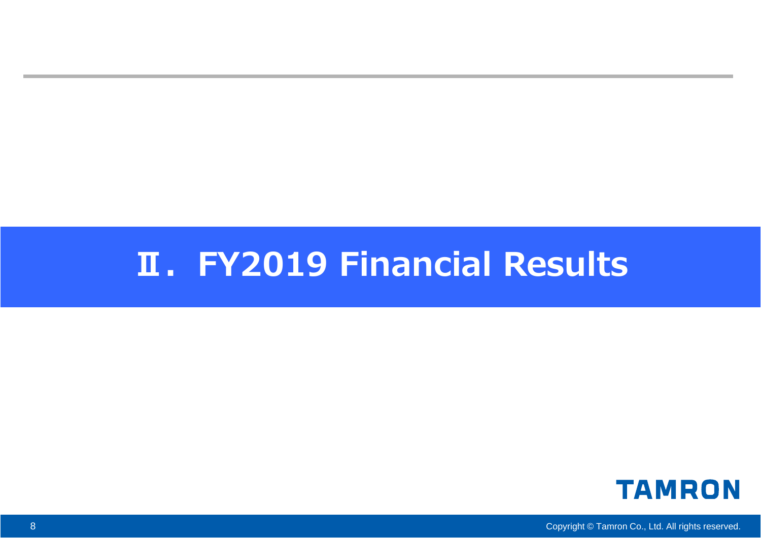# Ⅱ. FY2019 Financial Results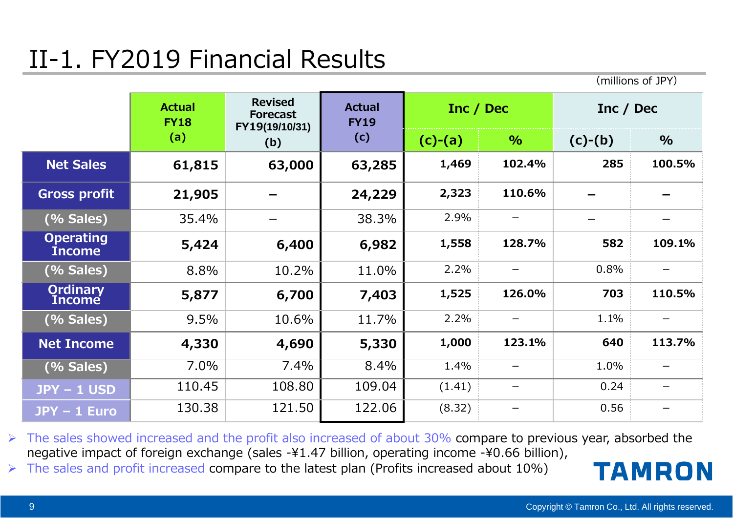# II-1. FY2019 Financial Results

(millions of JPY)

| | Actual FY18 (a) | Revised Forecast FY19(19/10/31) (b) | Actual FY19 (c) | Inc / Dec | | Inc / Dec | |
|---|---|---|---|---|---|---|---|
| | | | | (c)-(a) | % | (c)-(b) | % |
| **Net Sales** | **61,815** | **63,000** | **63,285** | **1,469** | **102.4%** | **285** | **100.5%** |
| **Gross profit** | **21,905** | **–** | **24,229** | **2,323** | **110.6%** | **–** | **–** |
| (% Sales) | 35.4% | – | 38.3% | 2.9% | – | – | – |
| **Operating Income** | **5,424** | **6,400** | **6,982** | **1,558** | **128.7%** | **582** | **109.1%** |
| (% Sales) | 8.8% | 10.2% | 11.0% | 2.2% | – | 0.8% | – |
| **Ordinary Income** | **5,877** | **6,700** | **7,403** | **1,525** | **126.0%** | **703** | **110.5%** |
| (% Sales) | 9.5% | 10.6% | 11.7% | 2.2% | – | 1.1% | – |
| **Net Income** | **4,330** | **4,690** | **5,330** | **1,000** | **123.1%** | **640** | **113.7%** |
| (% Sales) | 7.0% | 7.4% | 8.4% | 1.4% | – | 1.0% | – |
| JPY – 1 USD | 110.45 | 108.80 | 109.04 | (1.41) | – | 0.24 | – |
| JPY – 1 Euro | 130.38 | 121.50 | 122.06 | (8.32) | – | 0.56 | – |

- The sales showed increased and the profit also increased of about 30% compare to previous year, absorbed the negative impact of foreign exchange (sales -¥1.47 billion, operating income -¥0.66 billion),
- The sales and profit increased compare to the latest plan (Profits increased about 10%)

TAMRON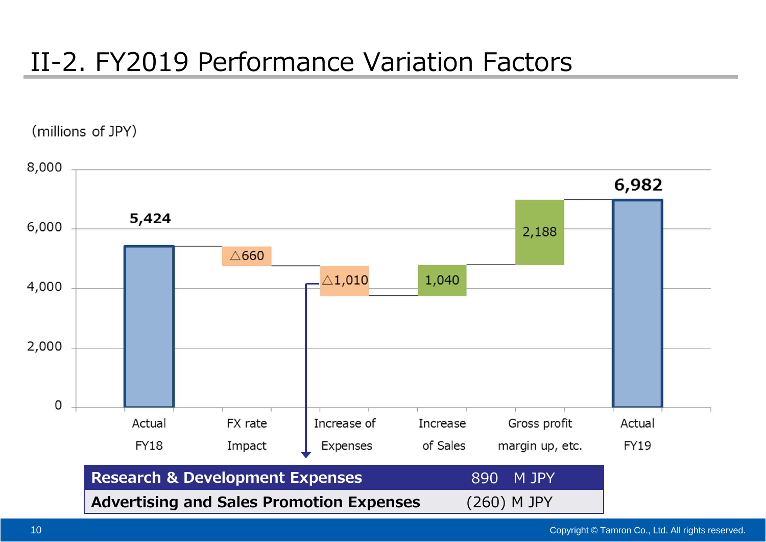# II-2. FY2019 Performance Variation Factors

(millions of JPY)

| | Actual FY18 | FX rate Impact | Increase of Expenses | Increase of Sales | Gross profit margin up, etc. | Actual FY19 |
|---|---|---|---|---|---|---|
| Value | 5,424 | △660 | △1,010 | 1,040 | 2,188 | 6,982 |

| | |
|---|---|
| **Research & Development Expenses** | 890 M JPY |
| **Advertising and Sales Promotion Expenses** | (260) M JPY |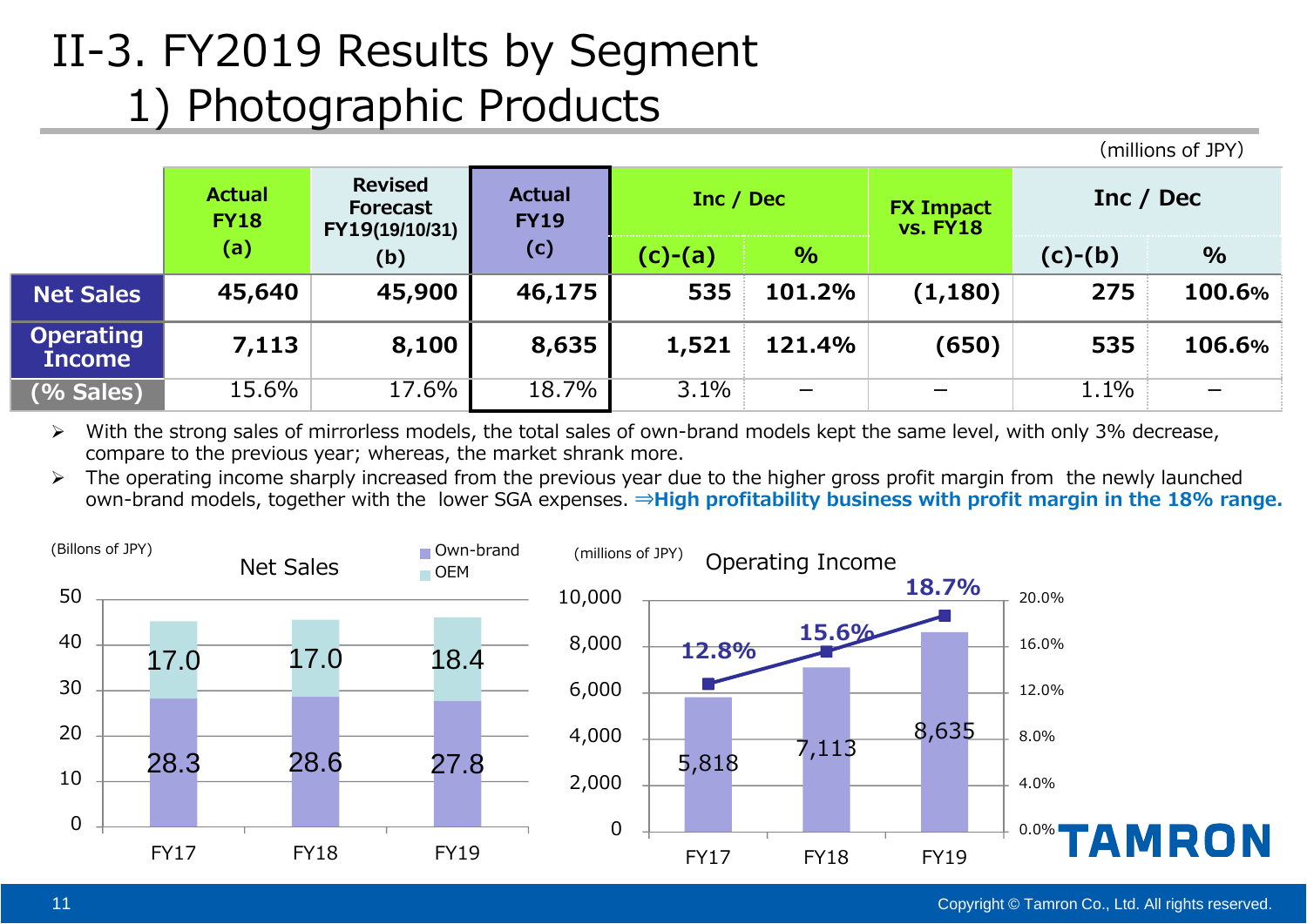# II-3. FY2019 Results by Segment

## 1) Photographic Products

(millions of JPY)

| | Actual FY18 (a) | Revised Forecast FY19(19/10/31) (b) | Actual FY19 (c) | Inc / Dec (c)-(a) | Inc / Dec % | FX Impact vs. FY18 | Inc / Dec (c)-(b) | Inc / Dec % |
|---|---|---|---|---|---|---|---|---|
| **Net Sales** | **45,640** | **45,900** | **46,175** | **535** | **101.2%** | **(1,180)** | **275** | **100.6%** |
| **Operating Income** | **7,113** | **8,100** | **8,635** | **1,521** | **121.4%** | **(650)** | **535** | **106.6%** |
| **(% Sales)** | 15.6% | 17.6% | 18.7% | 3.1% | – | – | 1.1% | – |

- With the strong sales of mirrorless models, the total sales of own-brand models kept the same level, with only 3% decrease, compare to the previous year; whereas, the market shrank more.
- The operating income sharply increased from the previous year due to the higher gross profit margin from the newly launched own-brand models, together with the lower SGA expenses. **⇒High profitability business with profit margin in the 18% range.**

**Net Sales** (Billons of JPY)

| | FY17 | FY18 | FY19 |
|---|---|---|---|
| Own-brand | 28.3 | 28.6 | 27.8 |
| OEM | 17.0 | 17.0 | 18.4 |

**Operating Income** (millions of JPY)

| | FY17 | FY18 | FY19 |
|---|---|---|---|
| Operating Income | 5,818 | 7,113 | 8,635 |
| % Sales | 12.8% | 15.6% | 18.7% |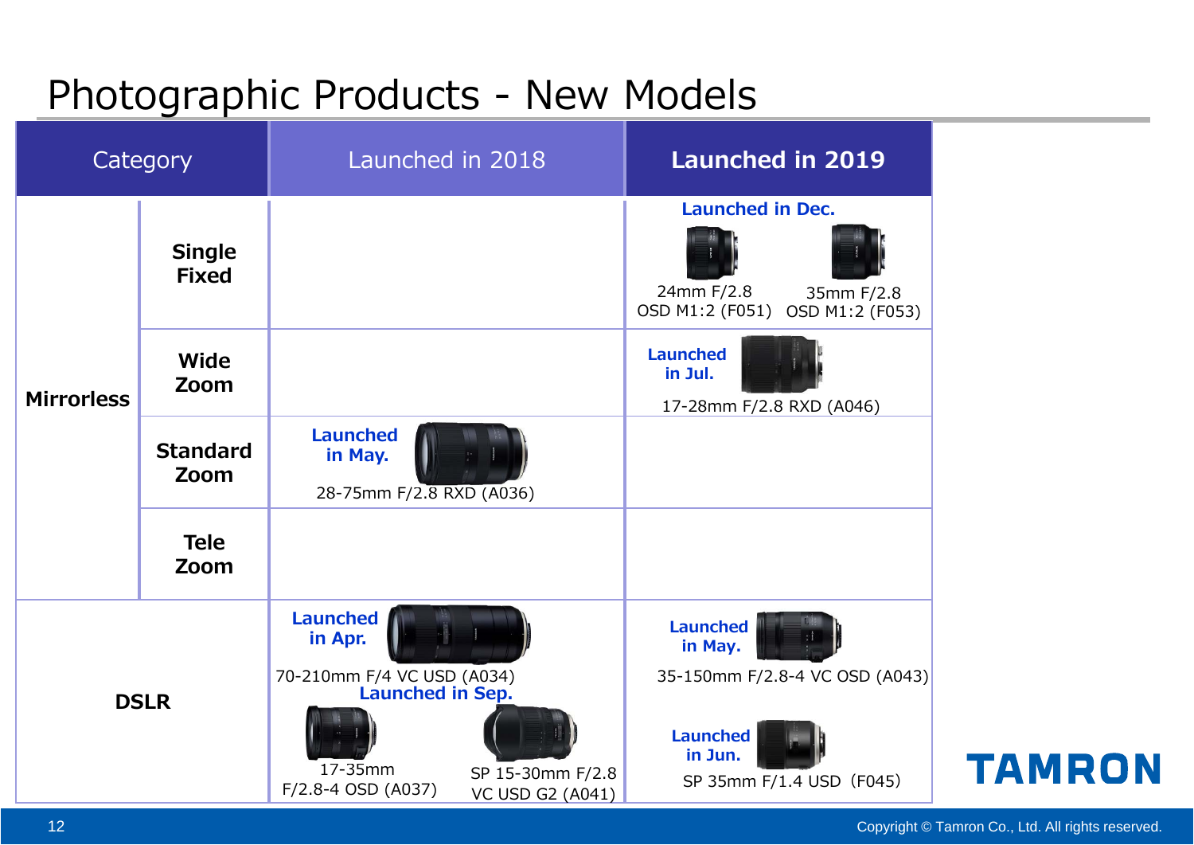# Photographic Products - New Models

| Category | | Launched in 2018 | Launched in 2019 |
|---|---|---|---|
| Mirrorless | Single Fixed | | **Launched in Dec.** 24mm F/2.8 OSD M1:2 (F051) / 35mm F/2.8 OSD M1:2 (F053) |
| | Wide Zoom | | **Launched in Jul.** 17-28mm F/2.8 RXD (A046) |
| | Standard Zoom | **Launched in May.** 28-75mm F/2.8 RXD (A036) | |
| | Tele Zoom | | |
| DSLR | | **Launched in Apr.** 70-210mm F/4 VC USD (A034) **Launched in Sep.** 17-35mm F/2.8-4 OSD (A037) / SP 15-30mm F/2.8 VC USD G2 (A041) | **Launched in May.** 35-150mm F/2.8-4 VC OSD (A043) **Launched in Jun.** SP 35mm F/1.4 USD（F045) |

TAMRON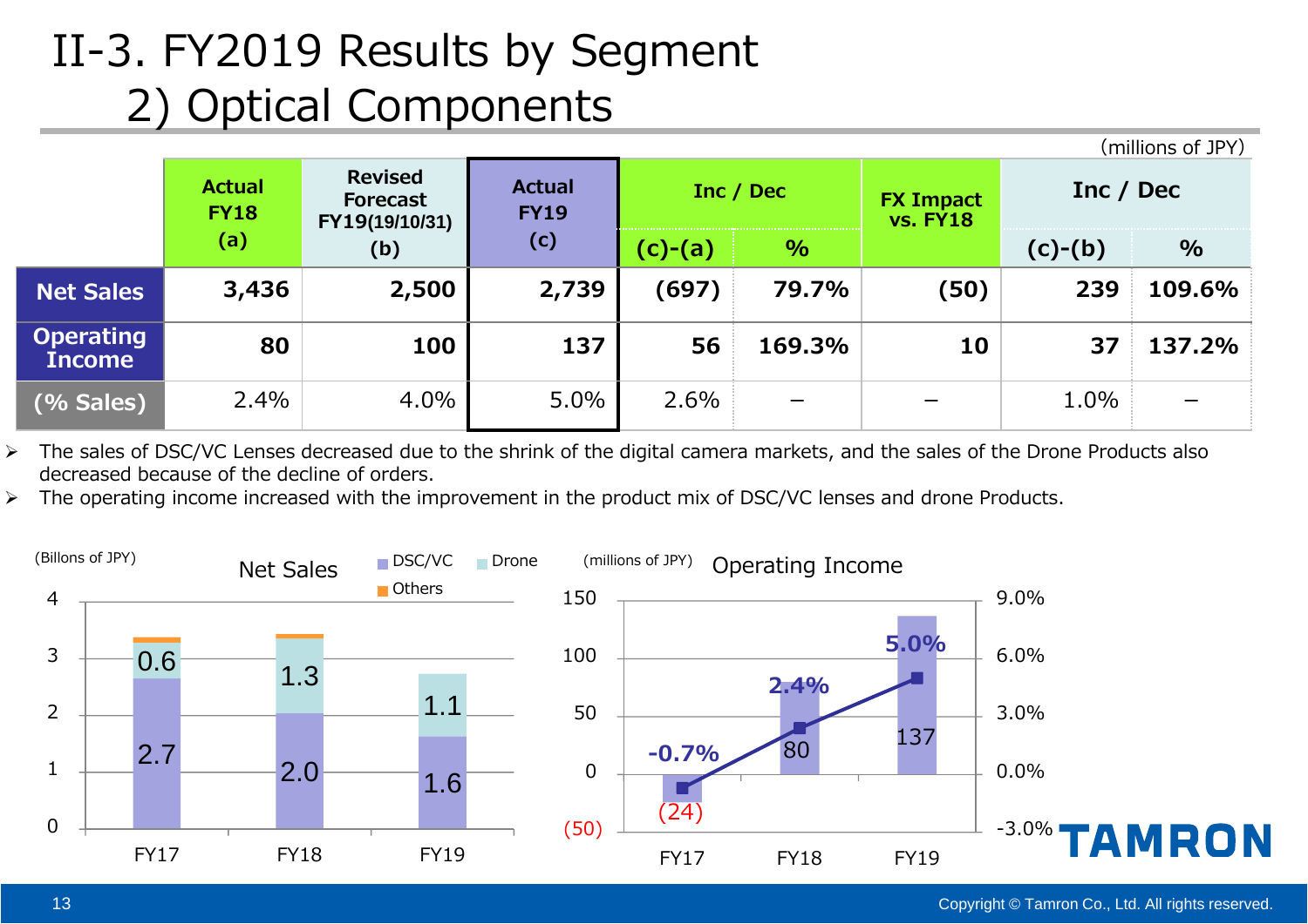# II-3. FY2019 Results by Segment
## 2) Optical Components

(millions of JPY)

| | Actual FY18 (a) | Revised Forecast FY19(19/10/31) (b) | Actual FY19 (c) | Inc / Dec | | FX Impact vs. FY18 | Inc / Dec | |
|---|---|---|---|---|---|---|---|---|
| | | | | (c)-(a) | % | | (c)-(b) | % |
| **Net Sales** | **3,436** | **2,500** | **2,739** | **(697)** | **79.7%** | **(50)** | **239** | **109.6%** |
| **Operating Income** | **80** | **100** | **137** | **56** | **169.3%** | **10** | **37** | **137.2%** |
| **(% Sales)** | 2.4% | 4.0% | 5.0% | 2.6% | – | – | 1.0% | – |

- The sales of DSC/VC Lenses decreased due to the shrink of the digital camera markets, and the sales of the Drone Products also decreased because of the decline of orders.
- The operating income increased with the improvement in the product mix of DSC/VC lenses and drone Products.

**Net Sales** (Billons of JPY)

| | DSC/VC | Drone | Others |
|---|---|---|---|
| FY17 | 2.7 | 0.6 | |
| FY18 | 2.0 | 1.3 | |
| FY19 | 1.6 | 1.1 | |

**Operating Income** (millions of JPY)

| | Operating Income | % Sales |
|---|---|---|
| FY17 | (24) | -0.7% |
| FY18 | 80 | 2.4% |
| FY19 | 137 | 5.0% |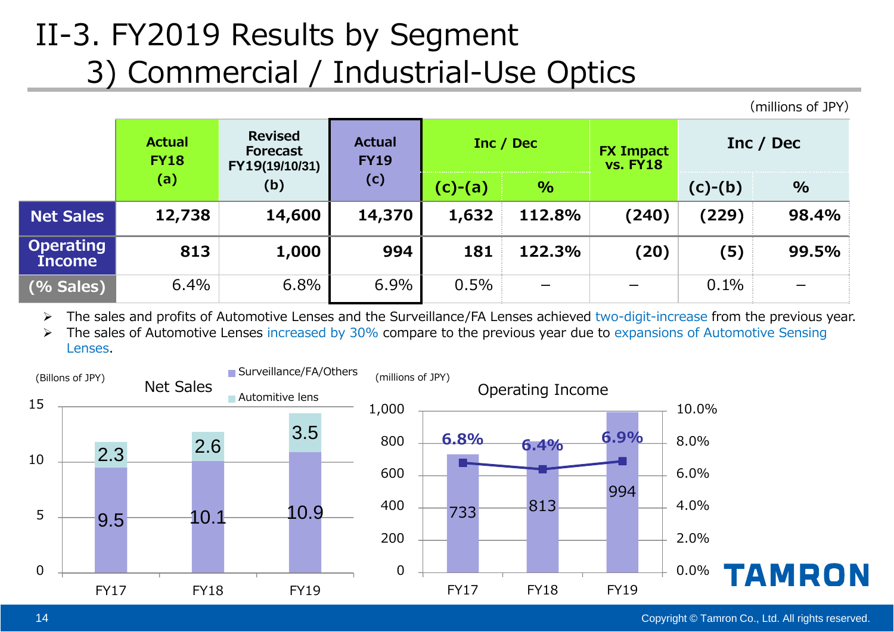# II-3. FY2019 Results by Segment

## 3) Commercial / Industrial-Use Optics

(millions of JPY)

| | Actual FY18 (a) | Revised Forecast FY19(19/10/31) (b) | Actual FY19 (c) | Inc / Dec | | FX Impact vs. FY18 | Inc / Dec | |
|---|---|---|---|---|---|---|---|---|
| | | | | (c)-(a) | % | | (c)-(b) | % |
| **Net Sales** | **12,738** | **14,600** | **14,370** | **1,632** | **112.8%** | **(240)** | **(229)** | **98.4%** |
| **Operating Income** | **813** | **1,000** | **994** | **181** | **122.3%** | **(20)** | **(5)** | **99.5%** |
| **(% Sales)** | 6.4% | 6.8% | 6.9% | 0.5% | – | – | 0.1% | – |

- The sales and profits of Automotive Lenses and the Surveillance/FA Lenses achieved two-digit-increase from the previous year.
- The sales of Automotive Lenses increased by 30% compare to the previous year due to expansions of Automotive Sensing Lenses.

**Net Sales** (Billons of JPY)

| | Surveillance/FA/Others | Automitive lens |
|---|---|---|
| FY17 | 9.5 | 2.3 |
| FY18 | 10.1 | 2.6 |
| FY19 | 10.9 | 3.5 |

**Operating Income** (millions of JPY)

| | Operating Income | % Sales |
|---|---|---|
| FY17 | 733 | 6.8% |
| FY18 | 813 | 6.4% |
| FY19 | 994 | 6.9% |

TAMRON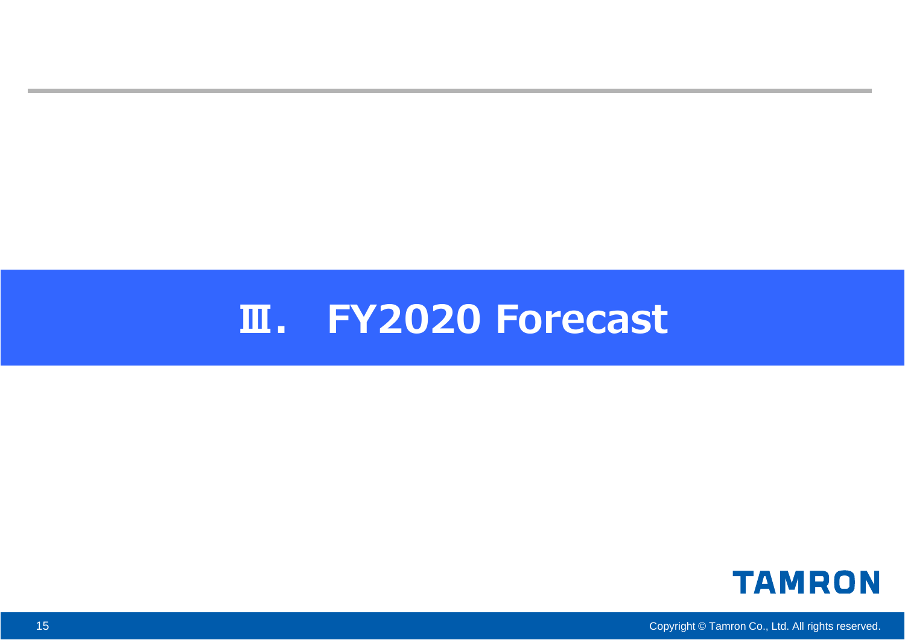# Ⅲ. FY2020 Forecast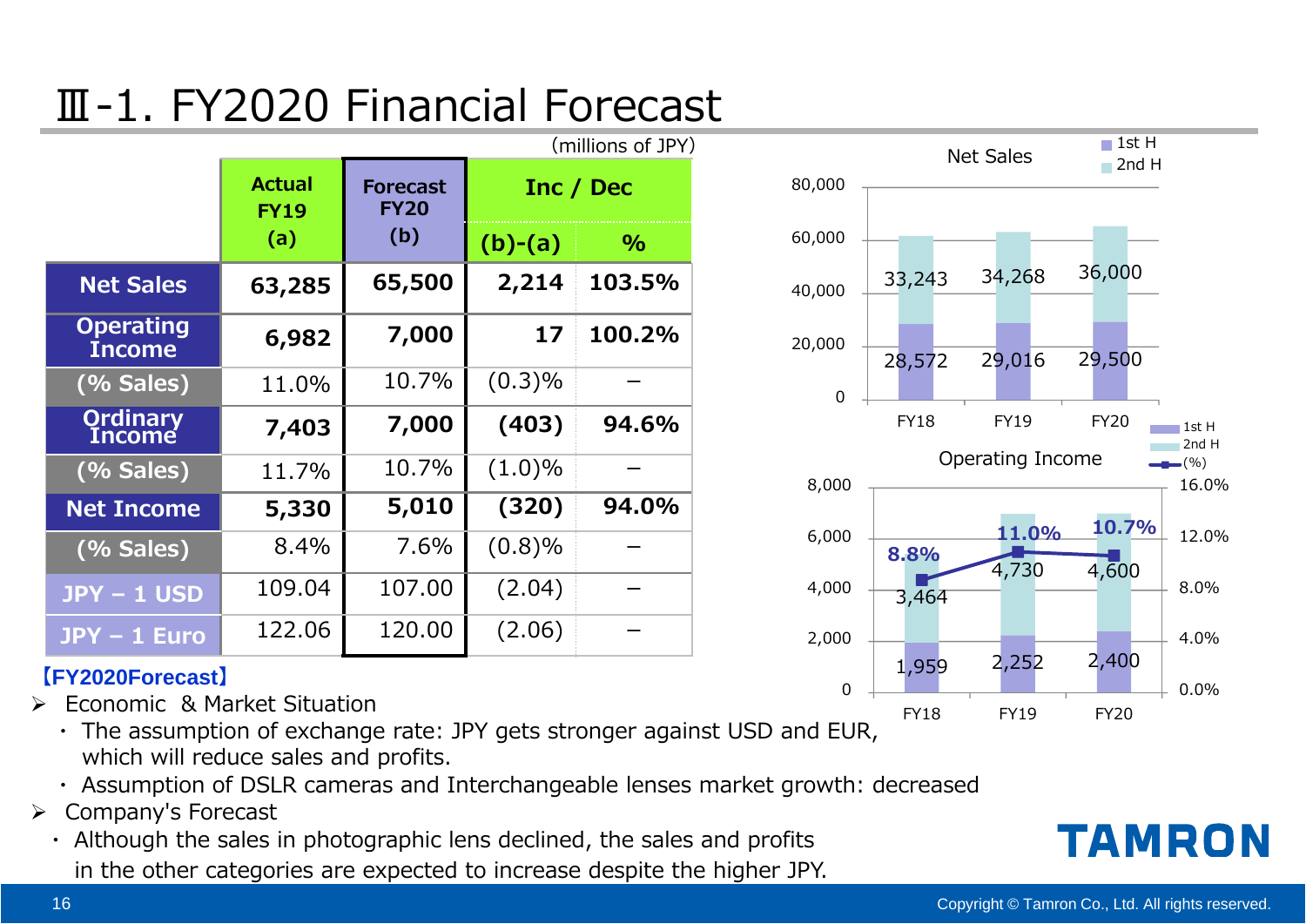# Ⅲ-1. FY2020 Financial Forecast

(millions of JPY)

| | Actual FY19 (a) | Forecast FY20 (b) | Inc / Dec (b)-(a) | Inc / Dec % |
|---|---|---|---|---|
| **Net Sales** | **63,285** | **65,500** | **2,214** | **103.5%** |
| **Operating Income** | **6,982** | **7,000** | **17** | **100.2%** |
| (% Sales) | 11.0% | 10.7% | (0.3)% | − |
| **Ordinary Income** | **7,403** | **7,000** | **(403)** | **94.6%** |
| (% Sales) | 11.7% | 10.7% | (1.0)% | − |
| **Net Income** | **5,330** | **5,010** | **(320)** | **94.0%** |
| (% Sales) | 8.4% | 7.6% | (0.8)% | − |
| JPY – 1 USD | 109.04 | 107.00 | (2.04) | − |
| JPY – 1 Euro | 122.06 | 120.00 | (2.06) | − |

**Net Sales**

| | FY18 | FY19 | FY20 |
|---|---|---|---|
| 1st H | 28,572 | 29,016 | 29,500 |
| 2nd H | 33,243 | 34,268 | 36,000 |

**Operating Income**

| | FY18 | FY19 | FY20 |
|---|---|---|---|
| 1st H | 1,959 | 2,252 | 2,400 |
| 2nd H | 3,464 | 4,730 | 4,600 |
| (%) | 8.8% | 11.0% | 10.7% |

**【FY2020Forecast】**

- Economic & Market Situation
  - The assumption of exchange rate: JPY gets stronger against USD and EUR, which will reduce sales and profits.
  - Assumption of DSLR cameras and Interchangeable lenses market growth: decreased
- Company's Forecast
  - Although the sales in photographic lens declined, the sales and profits in the other categories are expected to increase despite the higher JPY.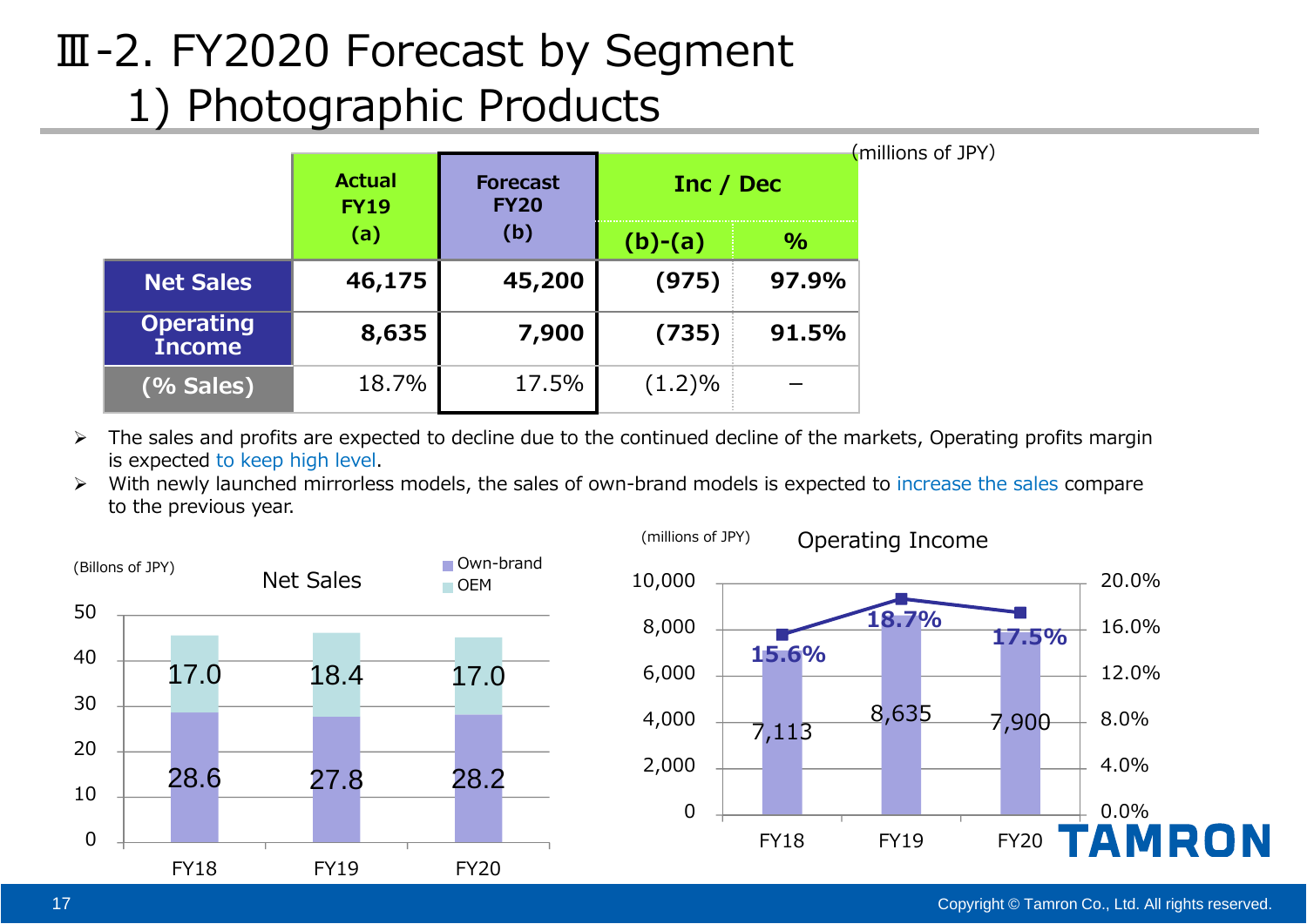# Ⅲ-2. FY2020 Forecast by Segment
## 1) Photographic Products

(millions of JPY)

| | Actual FY19 (a) | Forecast FY20 (b) | Inc / Dec | |
|---|---|---|---|---|
| | | | (b)-(a) | % |
| **Net Sales** | **46,175** | **45,200** | **(975)** | **97.9%** |
| **Operating Income** | **8,635** | **7,900** | **(735)** | **91.5%** |
| **(% Sales)** | 18.7% | 17.5% | (1.2)% | – |

- The sales and profits are expected to decline due to the continued decline of the markets, Operating profits margin is expected to keep high level.
- With newly launched mirrorless models, the sales of own-brand models is expected to increase the sales compare to the previous year.

**Net Sales** (Billons of JPY)

| | FY18 | FY19 | FY20 |
|---|---|---|---|
| Own-brand | 28.6 | 27.8 | 28.2 |
| OEM | 17.0 | 18.4 | 17.0 |

**Operating Income** (millions of JPY)

| | FY18 | FY19 | FY20 |
|---|---|---|---|
| Operating Income | 7,113 | 8,635 | 7,900 |
| % Sales | 15.6% | 18.7% | 17.5% |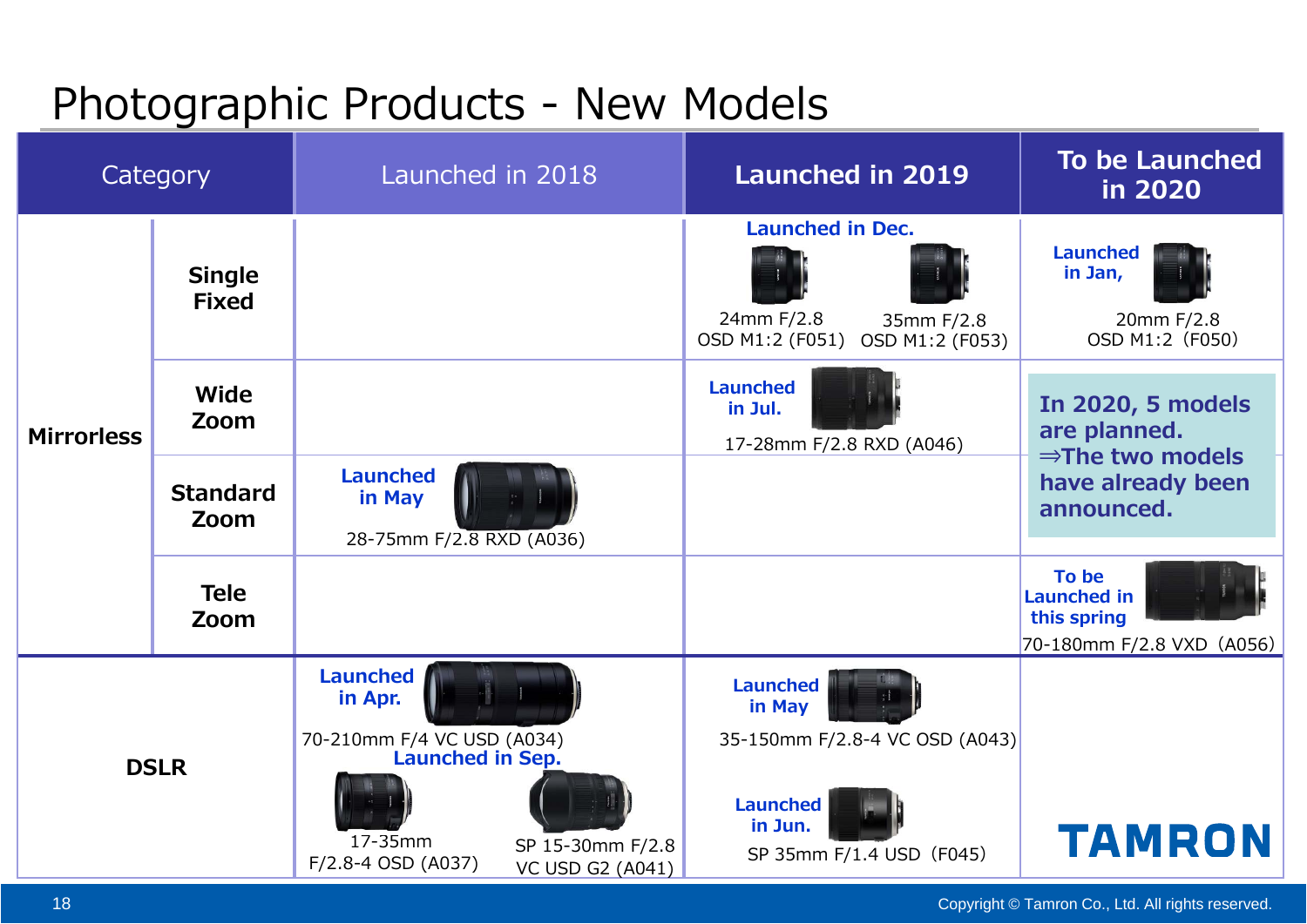# Photographic Products - New Models

| Category | | Launched in 2018 | Launched in 2019 | To be Launched in 2020 |
|---|---|---|---|---|
| Mirrorless | Single Fixed | | **Launched in Dec.** 24mm F/2.8 OSD M1:2 (F051) / 35mm F/2.8 OSD M1:2 (F053) | **Launched in Jan,** 20mm F/2.8 OSD M1:2（F050) |
| | Wide Zoom | | **Launched in Jul.** 17-28mm F/2.8 RXD (A046) | **In 2020, 5 models are planned. ⇒The two models have already been announced.** |
| | Standard Zoom | **Launched in May** 28-75mm F/2.8 RXD (A036) | | |
| | Tele Zoom | | | **To be Launched in this spring** 70-180mm F/2.8 VXD（A056) |
| DSLR | | **Launched in Apr.** 70-210mm F/4 VC USD (A034) **Launched in Sep.** 17-35mm F/2.8-4 OSD (A037) / SP 15-30mm F/2.8 VC USD G2 (A041) | **Launched in May** 35-150mm F/2.8-4 VC OSD (A043) **Launched in Jun.** SP 35mm F/1.4 USD（F045) | |

TAMRON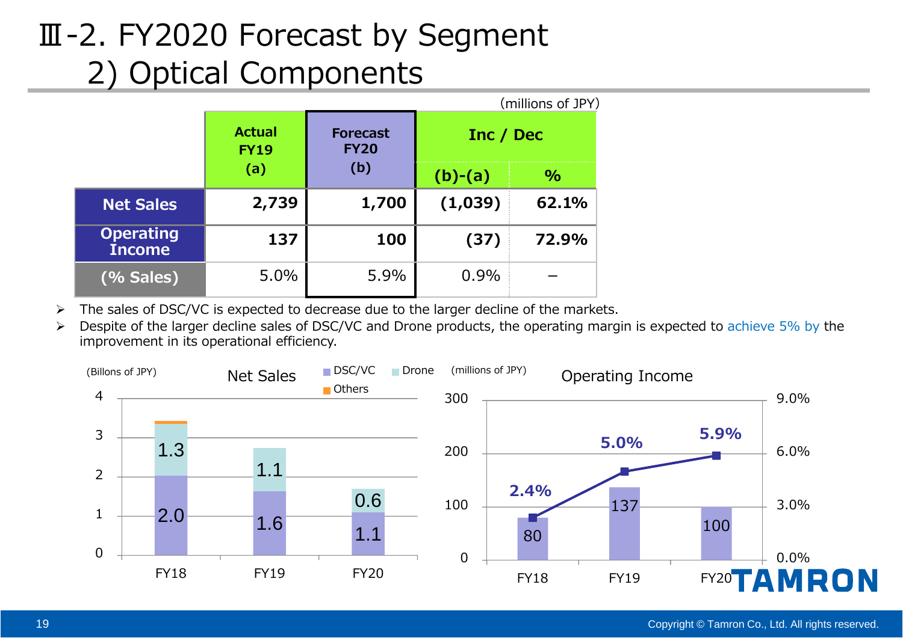# Ⅲ-2. FY2020 Forecast by Segment
## 2) Optical Components

(millions of JPY)

| | Actual FY19 (a) | Forecast FY20 (b) | Inc / Dec (b)-(a) | % |
|---|---|---|---|---|
| **Net Sales** | **2,739** | **1,700** | **(1,039)** | **62.1%** |
| **Operating Income** | **137** | **100** | **(37)** | **72.9%** |
| **(% Sales)** | 5.0% | 5.9% | 0.9% | – |

- The sales of DSC/VC is expected to decrease due to the larger decline of the markets.
- Despite of the larger decline sales of DSC/VC and Drone products, the operating margin is expected to achieve 5% by the improvement in its operational efficiency.

**Net Sales** (Billons of JPY)

| | DSC/VC | Drone |
|---|---|---|
| FY18 | 2.0 | 1.3 |
| FY19 | 1.6 | 1.1 |
| FY20 | 1.1 | 0.6 |

**Operating Income** (millions of JPY)

| | Operating Income | % Sales |
|---|---|---|
| FY18 | 80 | 2.4% |
| FY19 | 137 | 5.0% |
| FY20 | 100 | 5.9% |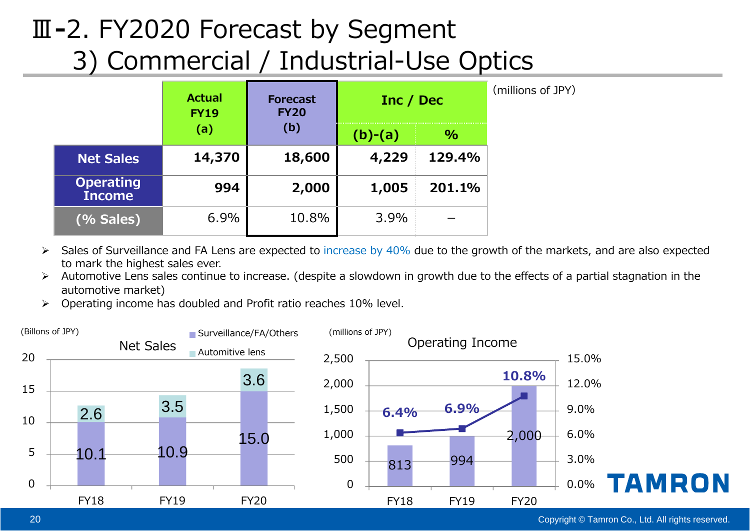# Ⅲ-2. FY2020 Forecast by Segment
## 3) Commercial / Industrial-Use Optics

(millions of JPY)

| | Actual FY19 (a) | Forecast FY20 (b) | Inc / Dec (b)-(a) | Inc / Dec % |
|---|---|---|---|---|
| **Net Sales** | **14,370** | **18,600** | **4,229** | **129.4%** |
| **Operating Income** | **994** | **2,000** | **1,005** | **201.1%** |
| **(% Sales)** | 6.9% | 10.8% | 3.9% | – |

- Sales of Surveillance and FA Lens are expected to increase by 40% due to the growth of the markets, and are also expected to mark the highest sales ever.
- Automotive Lens sales continue to increase. (despite a slowdown in growth due to the effects of a partial stagnation in the automotive market)
- Operating income has doubled and Profit ratio reaches 10% level.

**Net Sales** (Billons of JPY)

| | Surveillance/FA/Others | Automitive lens |
|---|---|---|
| FY18 | 10.1 | 2.6 |
| FY19 | 10.9 | 3.5 |
| FY20 | 15.0 | 3.6 |

**Operating Income** (millions of JPY)

| | Operating Income | % Sales |
|---|---|---|
| FY18 | 813 | 6.4% |
| FY19 | 994 | 6.9% |
| FY20 | 2,000 | 10.8% |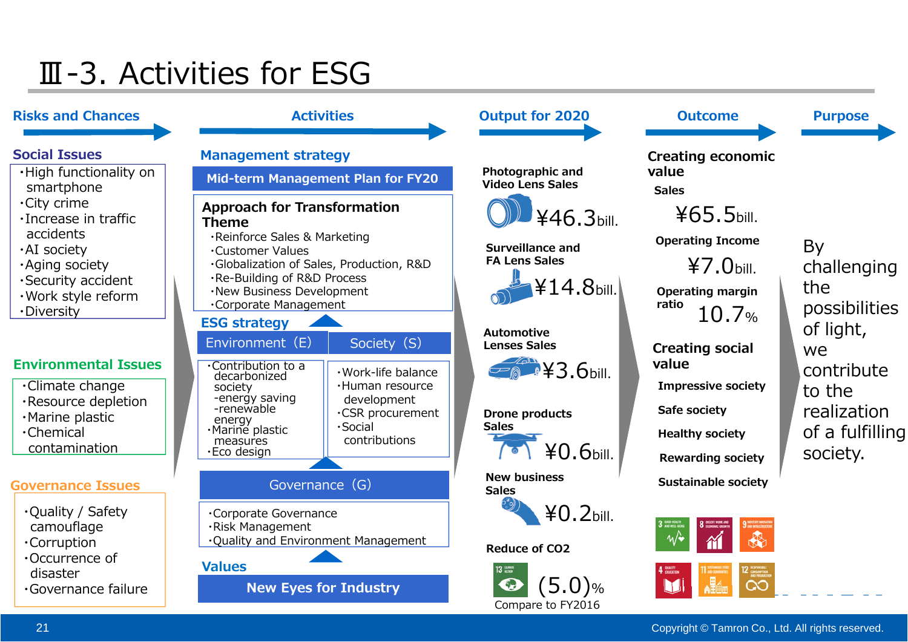# Ⅲ-3. Activities for ESG

## Risks and Chances

### Social Issues

- High functionality on smartphone
- City crime
- Increase in traffic accidents
- AI society
- Aging society
- Security accident
- Work style reform
- Diversity

### Environmental Issues

- Climate change
- Resource depletion
- Marine plastic
- Chemical contamination

### Governance Issues

- Quality / Safety camouflage
- Corruption
- Occurrence of disaster
- Governance failure

## Activities

### Management strategy

**Mid-term Management Plan for FY20**

**Approach for Transformation Theme**

- Reinforce Sales & Marketing
- Customer Values
- Globalization of Sales, Production, R&D
- Re-Building of R&D Process
- New Business Development
- Corporate Management

### ESG strategy

**Environment (E)**

- Contribution to a decarbonized society
  - energy saving
  - renewable energy
- Marine plastic measures
- Eco design

**Society (S)**

- Work-life balance
- Human resource development
- CSR procurement
- Social contributions

**Governance (G)**

- Corporate Governance
- Risk Management
- Quality and Environment Management

### Values

**New Eyes for Industry**

## Output for 2020

| Item | Value |
|---|---|
| Photographic and Video Lens Sales | ¥46.3bill. |
| Surveillance and FA Lens Sales | ¥14.8bill. |
| Automotive Lenses Sales | ¥3.6bill. |
| Drone products Sales | ¥0.6bill. |
| New business Sales | ¥0.2bill. |
| Reduce of CO2 | (5.0)% Compare to FY2016 |

## Outcome

**Creating economic value**

| Item | Value |
|---|---|
| Sales | ¥65.5bill. |
| Operating Income | ¥7.0bill. |
| Operating margin ratio | 10.7% |

**Creating social value**

- Impressive society
- Safe society
- Healthy society
- Rewarding society
- Sustainable society

## Purpose

By challenging the possibilities of light, we contribute to the realization of a fulfilling society.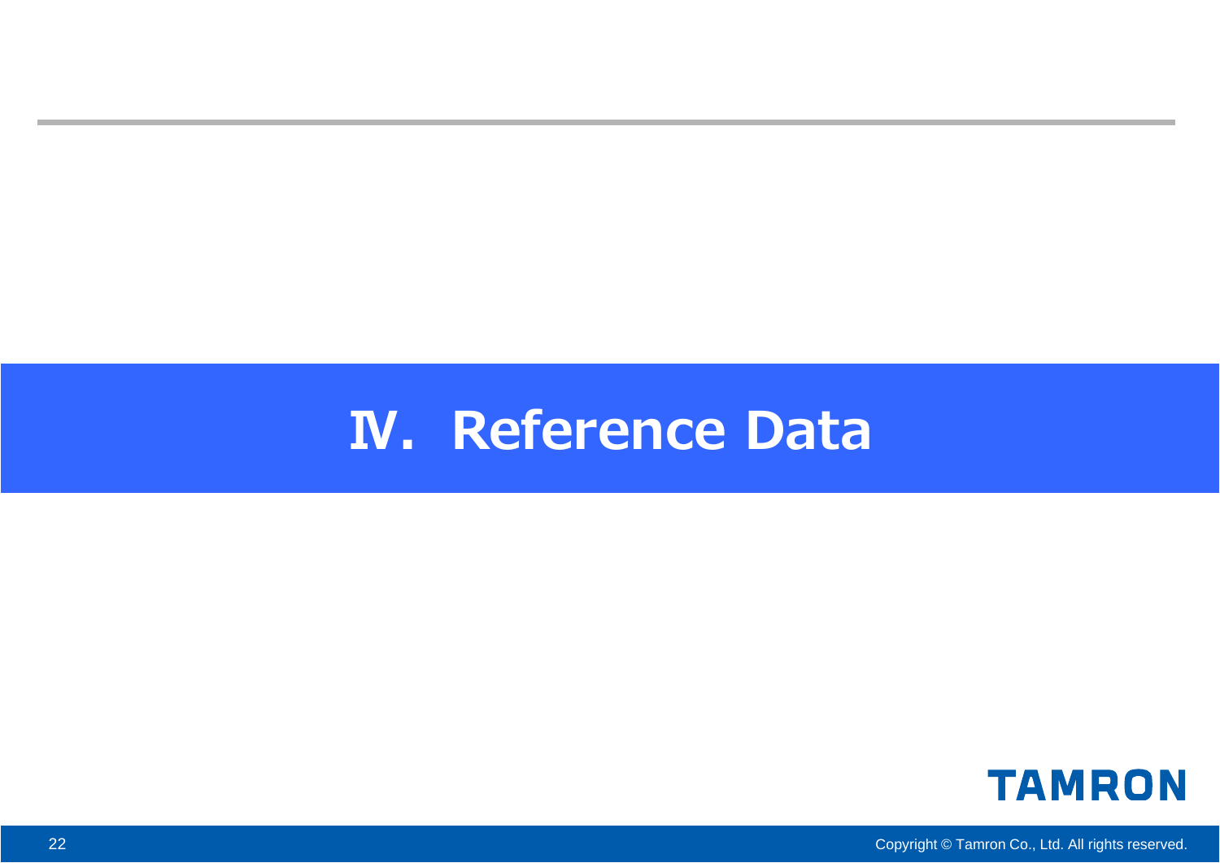# Ⅳ. Reference Data

TAMRON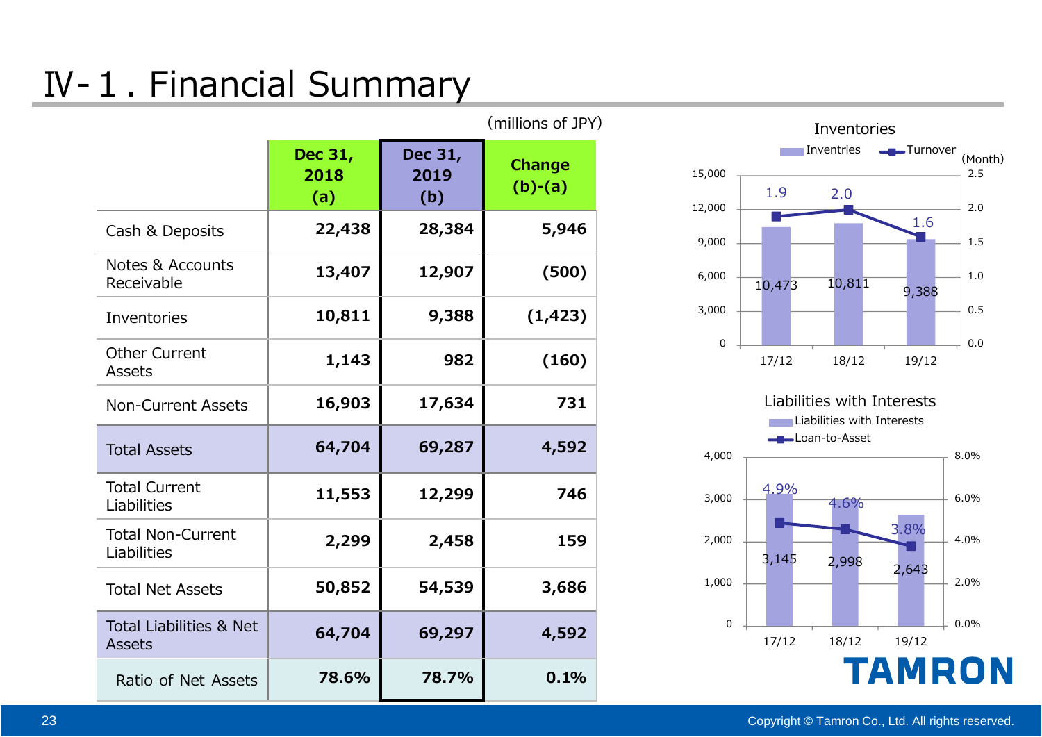# Ⅳ-１. Financial Summary

(millions of JPY)

| | Dec 31, 2018 (a) | Dec 31, 2019 (b) | Change (b)-(a) |
|---|---|---|---|
| Cash & Deposits | 22,438 | 28,384 | 5,946 |
| Notes & Accounts Receivable | 13,407 | 12,907 | (500) |
| Inventories | 10,811 | 9,388 | (1,423) |
| Other Current Assets | 1,143 | 982 | (160) |
| Non-Current Assets | 16,903 | 17,634 | 731 |
| Total Assets | 64,704 | 69,287 | 4,592 |
| Total Current Liabilities | 11,553 | 12,299 | 746 |
| Total Non-Current Liabilities | 2,299 | 2,458 | 159 |
| Total Net Assets | 50,852 | 54,539 | 3,686 |
| Total Liabilities & Net Assets | 64,704 | 69,297 | 4,592 |
| Ratio of Net Assets | 78.6% | 78.7% | 0.1% |

**Inventories**

| | 17/12 | 18/12 | 19/12 |
|---|---|---|---|
| Inventries | 10,473 | 10,811 | 9,388 |
| Turnover (Month) | 1.9 | 2.0 | 1.6 |

**Liabilities with Interests**

| | 17/12 | 18/12 | 19/12 |
|---|---|---|---|
| Liabilities with Interests | 3,145 | 2,998 | 2,643 |
| Loan-to-Asset | 4.9% | 4.6% | 3.8% |

TAMRON

Copyright © Tamron Co., Ltd. All rights reserved.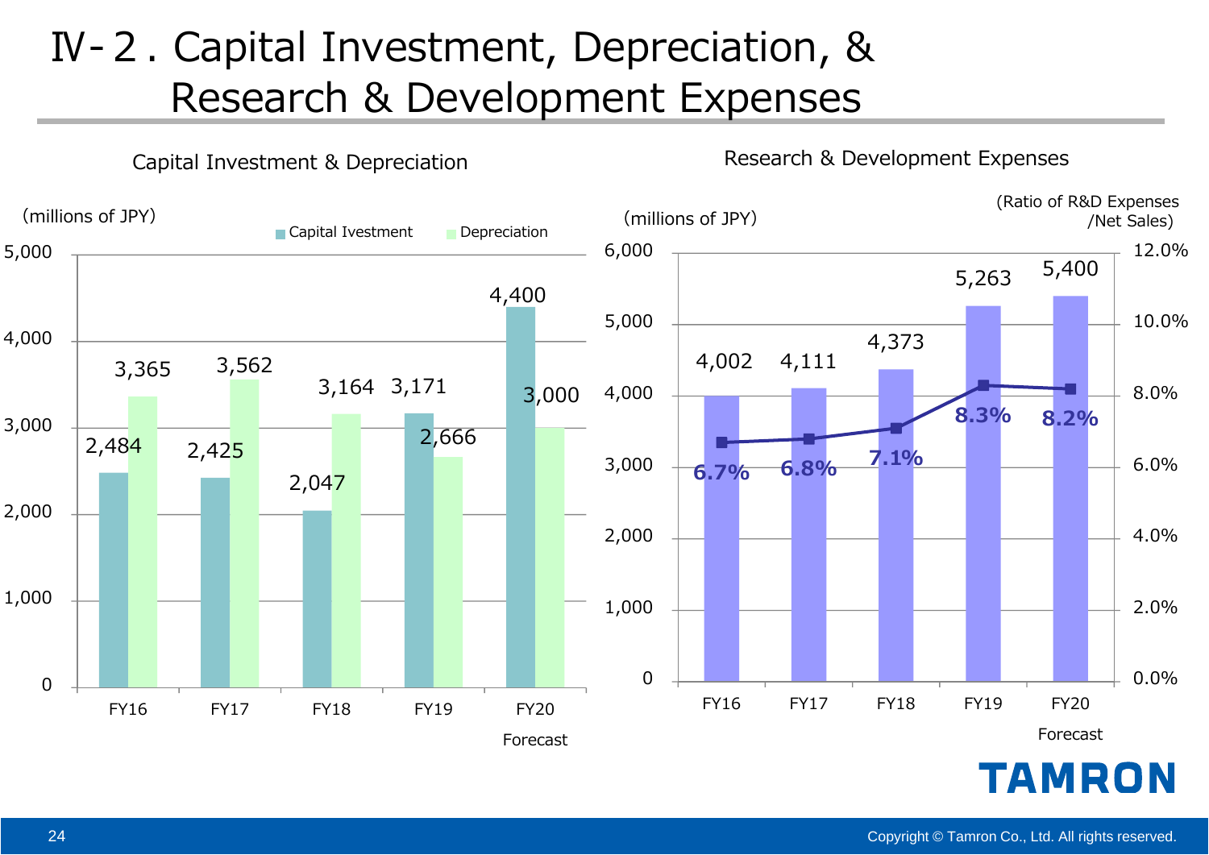# Ⅳ-２. Capital Investment, Depreciation, & Research & Development Expenses

## Capital Investment & Depreciation

(millions of JPY)

| | FY16 | FY17 | FY18 | FY19 | FY20 Forecast |
|---|---|---|---|---|---|
| Capital Ivestment | 2,484 | 2,425 | 2,047 | 3,171 | 4,400 |
| Depreciation | 3,365 | 3,562 | 3,164 | 2,666 | 3,000 |

## Research & Development Expenses

(millions of JPY)

| | FY16 | FY17 | FY18 | FY19 | FY20 Forecast |
|---|---|---|---|---|---|
| Research & Development Expenses | 4,002 | 4,111 | 4,373 | 5,263 | 5,400 |
| Ratio of R&D Expenses /Net Sales | 6.7% | 6.8% | 7.1% | 8.3% | 8.2% |

TAMRON

Copyright © Tamron Co., Ltd. All rights reserved.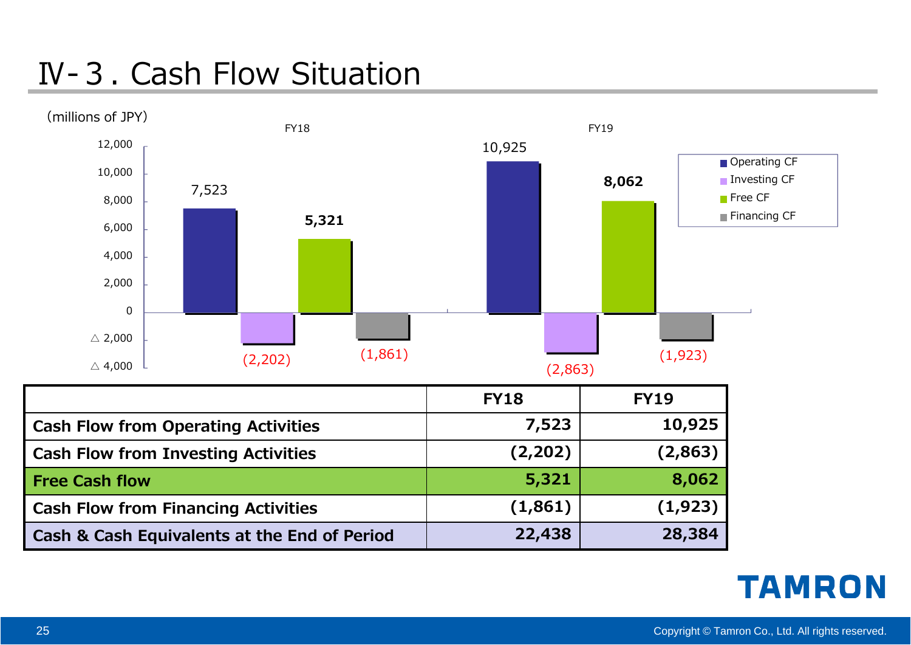# Ⅳ-３. Cash Flow Situation

(millions of JPY)

| | FY18 | FY19 |
|---|---|---|
| Cash Flow from Operating Activities | 7,523 | 10,925 |
| Cash Flow from Investing Activities | (2,202) | (2,863) |
| **Free Cash flow** | **5,321** | **8,062** |
| Cash Flow from Financing Activities | (1,861) | (1,923) |
| Cash & Cash Equivalents at the End of Period | 22,438 | 28,384 |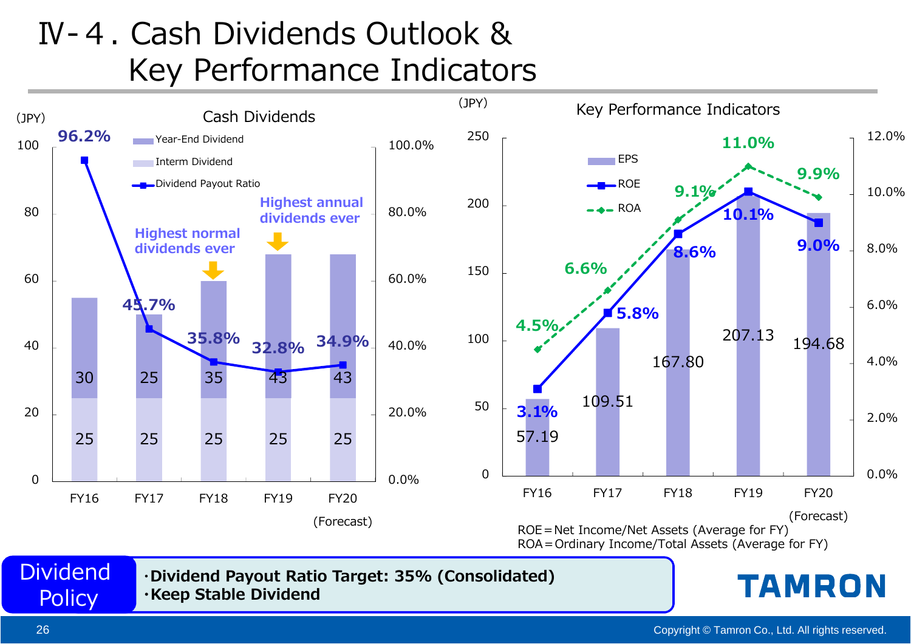# Ⅳ-4. Cash Dividends Outlook & Key Performance Indicators

## Cash Dividends

(JPY)

| | FY16 | FY17 | FY18 | FY19 | FY20 (Forecast) |
|---|---|---|---|---|---|
| Interm Dividend | 25 | 25 | 25 | 25 | 25 |
| Year-End Dividend | 30 | 25 | 35 | 43 | 43 |
| Dividend Payout Ratio | 96.2% | 45.7% | 35.8% | 32.8% | 34.9% |

FY18: Highest normal dividends ever

FY19: Highest annual dividends ever

## Key Performance Indicators

(JPY)

| | FY16 | FY17 | FY18 | FY19 | FY20 (Forecast) |
|---|---|---|---|---|---|
| EPS | 57.19 | 109.51 | 167.80 | 207.13 | 194.68 |
| ROE | 3.1% | 5.8% | 8.6% | 10.1% | 9.0% |
| ROA | 4.5% | 6.6% | 9.1% | 11.0% | 9.9% |

ROE＝Net Income/Net Assets (Average for FY)
ROA＝Ordinary Income/Total Assets (Average for FY)

**Dividend Policy**

- **Dividend Payout Ratio Target: 35% (Consolidated)**
- **Keep Stable Dividend**

TAMRON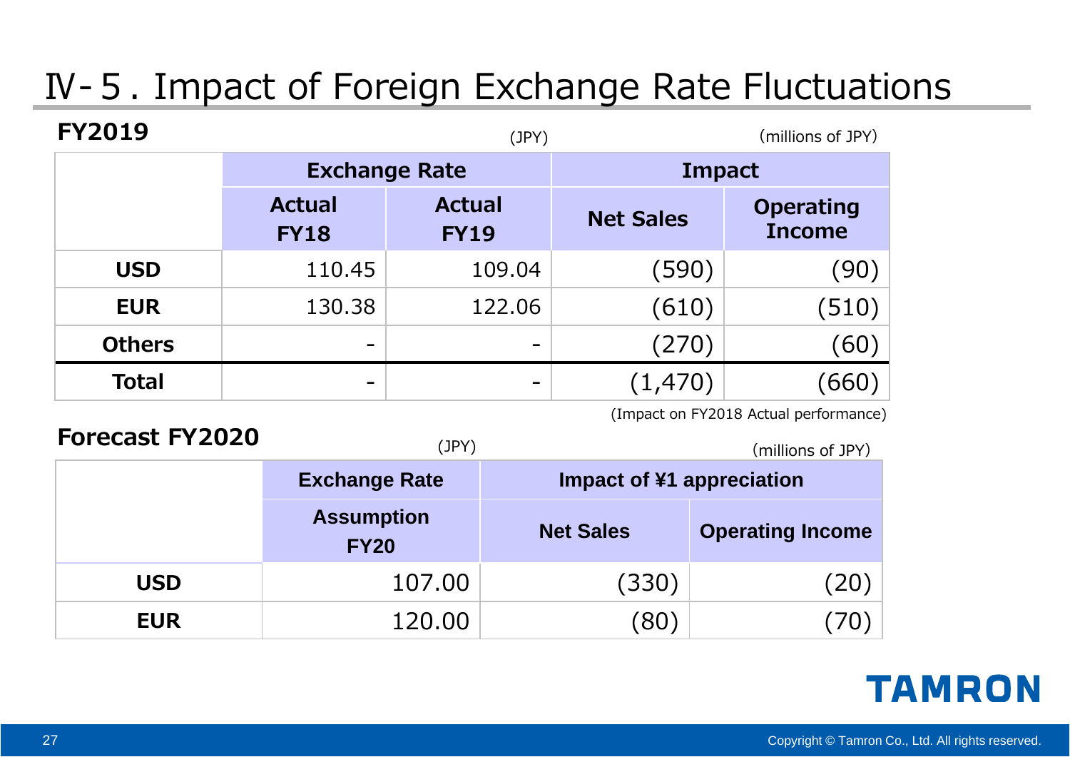# Ⅳ- 5 . Impact of Foreign Exchange Rate Fluctuations

## FY2019

(JPY) (millions of JPY)

| | Exchange Rate | | Impact | |
|---|---|---|---|---|
| | Actual FY18 | Actual FY19 | Net Sales | Operating Income |
| **USD** | 110.45 | 109.04 | (590) | (90) |
| **EUR** | 130.38 | 122.06 | (610) | (510) |
| **Others** | - | - | (270) | (60) |
| **Total** | - | - | (1,470) | (660) |

(Impact on FY2018 Actual performance)

## Forecast FY2020

(JPY) (millions of JPY)

| | Exchange Rate | Impact of ¥1 appreciation | |
|---|---|---|---|
| | Assumption FY20 | Net Sales | Operating Income |
| **USD** | 107.00 | (330) | (20) |
| **EUR** | 120.00 | (80) | (70) |

TAMRON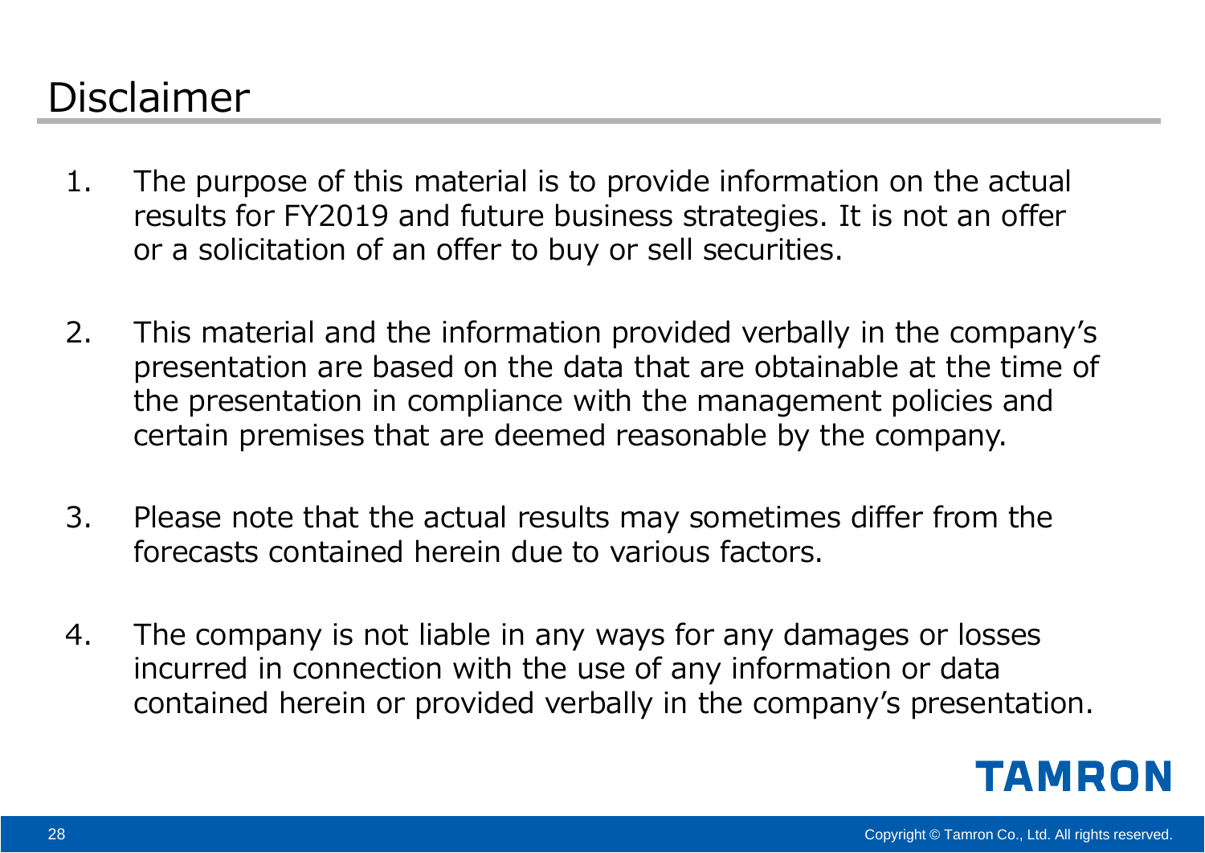# Disclaimer

1. The purpose of this material is to provide information on the actual results for FY2019 and future business strategies. It is not an offer or a solicitation of an offer to buy or sell securities.

2. This material and the information provided verbally in the company's presentation are based on the data that are obtainable at the time of the presentation in compliance with the management policies and certain premises that are deemed reasonable by the company.

3. Please note that the actual results may sometimes differ from the forecasts contained herein due to various factors.

4. The company is not liable in any ways for any damages or losses incurred in connection with the use of any information or data contained herein or provided verbally in the company's presentation.

TAMRON

Copyright © Tamron Co., Ltd. All rights reserved.